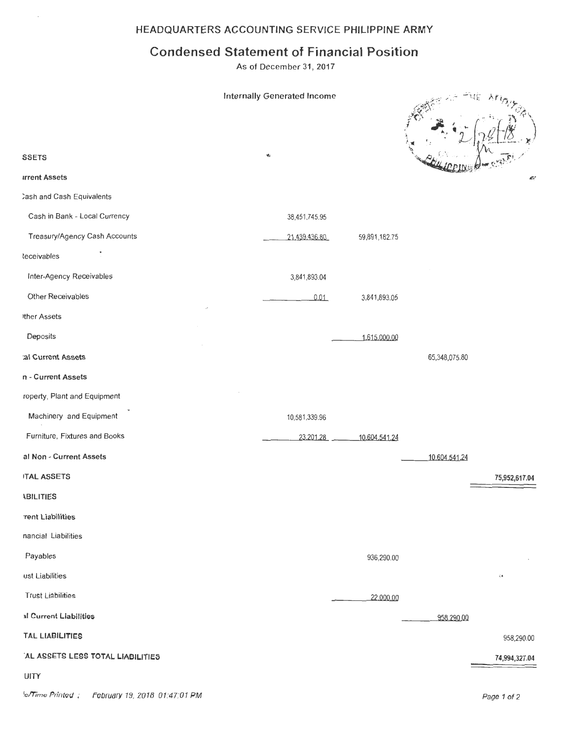# HEADQUARTERS ACCOUNTING SERVICE PHILIPPINE ARMY

## Condensed Statement of Financial Position

As of December 31, 2017

Internally Generated Income

| | | | | |
|---|---|---|---|---|
| **SSETS** | | | | |
| **rrent Assets** | | | | |
| ash and Cash Equivalents | | | | |
| Cash in Bank - Local Currency | 38,451,745.95 | | | |
| Treasury/Agency Cash Accounts | 21,439,436.80 | 59,891,182.75 | | |
| eceivables | | | | |
| Inter-Agency Receivables | 3,841,893.04 | | | |
| Other Receivables | 0.01 | 3,841,893.05 | | |
| ther Assets | | | | |
| Deposits | | 1,615,000.00 | | |
| **al Current Assets** | | | 65,348,075.80 | |
| **n - Current Assets** | | | | |
| roperty, Plant and Equipment | | | | |
| Machinery and Equipment | 10,581,339.96 | | | |
| Furniture, Fixtures and Books | 23,201.28 | 10,604,541.24 | | |
| **al Non - Current Assets** | | | 10,604,541.24 | |
| **TAL ASSETS** | | | | **75,952,617.04** |
| **BILITIES** | | | | |
| **rent Liabilities** | | | | |
| nancial Liabilities | | | | |
| Payables | | 936,290.00 | | |
| ust Liabilities | | | | |
| Trust Liabilities | | 22,000.00 | | |
| **l Current Liabilities** | | | 958,290.00 | |
| **TAL LIABILITIES** | | | | 958,290.00 |
| **AL ASSETS LESS TOTAL LIABILITIES** | | | | **74,994,327.04** |
| **UITY** | | | | |

e/Time Printed : February 19, 2018 01:47:01 PM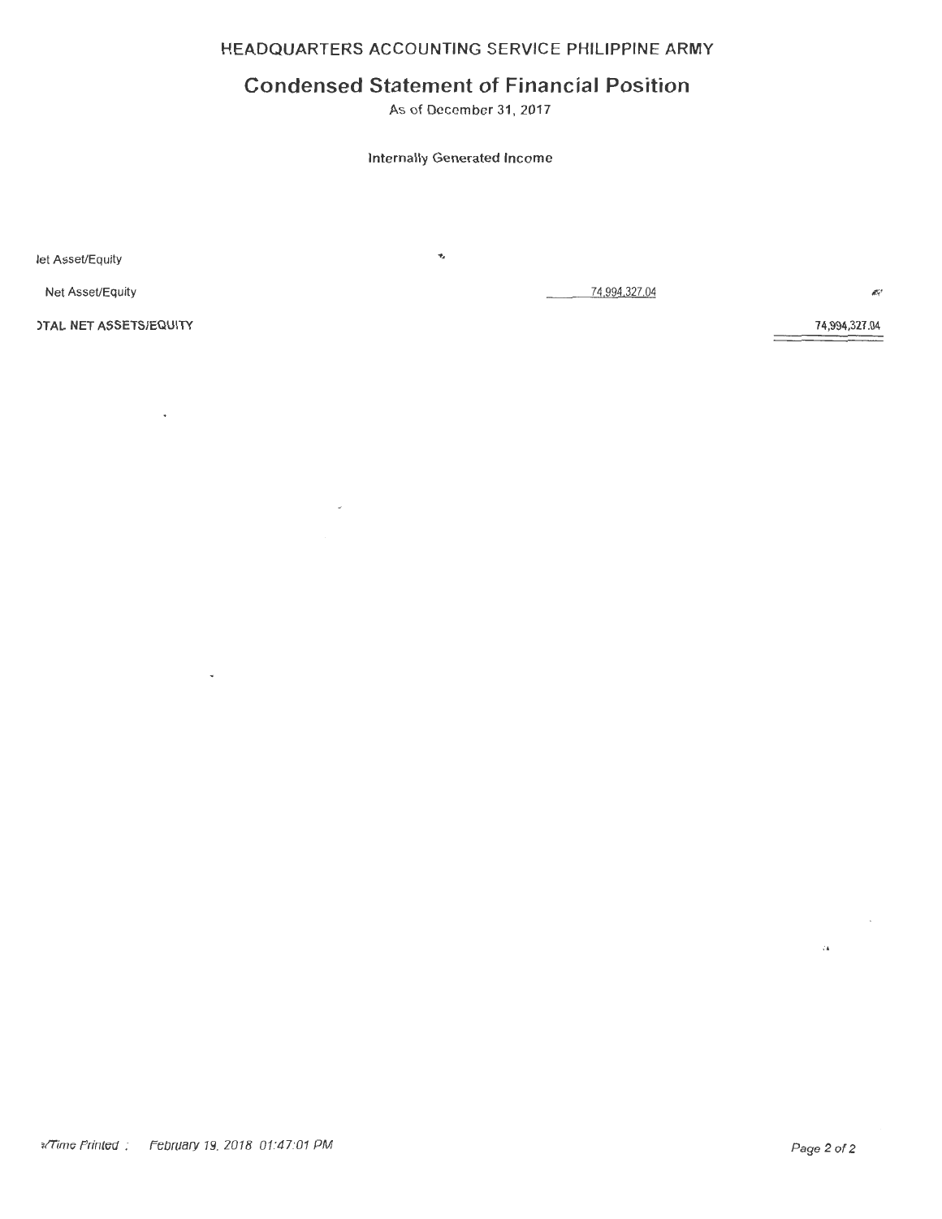## HEADQUARTERS ACCOUNTING SERVICE PHILIPPINE ARMY

# Condensed Statement of Financial Position

As of December 31, 2017

Internally Generated Income

| | | |
|---|---|---|
| **Net Asset/Equity** | | |
| Net Asset/Equity | 74,994,327.04 | |
| **TOTAL NET ASSETS/EQUITY** | | 74,994,327.04 |

Date/Time Printed : February 19, 2018 01:47:01 PM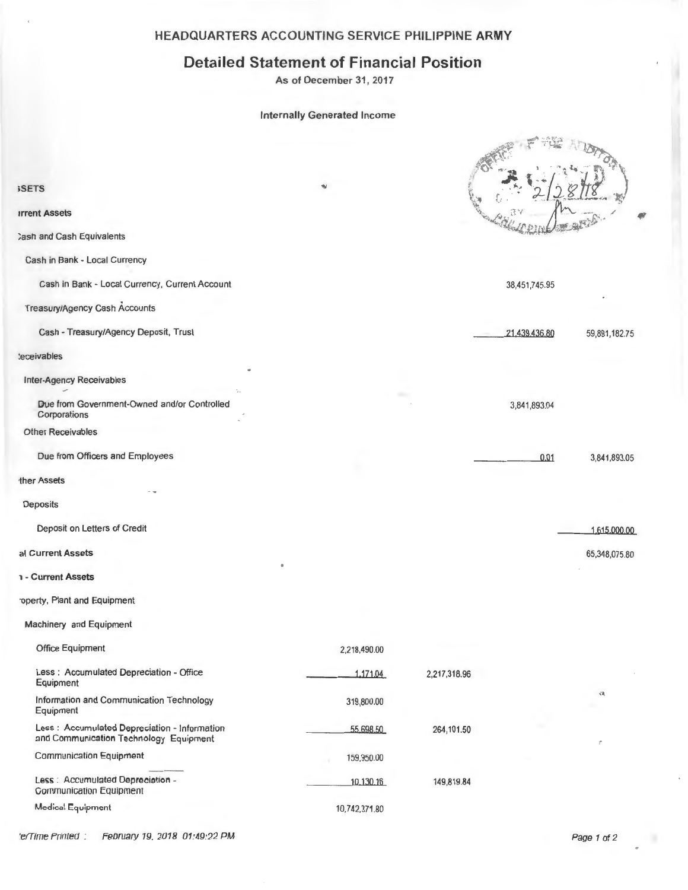# HEADQUARTERS ACCOUNTING SERVICE PHILIPPINE ARMY

## Detailed Statement of Financial Position

**As of December 31, 2017**

**Internally Generated Income**

| | | | | |
|---|---|---|---|---|
| **ASSETS** | | | | |
| **Current Assets** | | | | |
| Cash and Cash Equivalents | | | | |
| Cash in Bank - Local Currency | | | | |
| Cash in Bank - Local Currency, Current Account | | | 38,451,745.95 | |
| Treasury/Agency Cash Accounts | | | | |
| Cash - Treasury/Agency Deposit, Trust | | | 21,439,436.80 | 59,891,182.75 |
| Receivables | | | | |
| Inter-Agency Receivables | | | | |
| Due from Government-Owned and/or Controlled Corporations | | | 3,841,893.04 | |
| Other Receivables | | | | |
| Due from Officers and Employees | | | 0.01 | 3,841,893.05 |
| Other Assets | | | | |
| Deposits | | | | |
| Deposit on Letters of Credit | | | | 1,615,000.00 |
| **Total Current Assets** | | | | 65,348,075.80 |
| **Non - Current Assets** | | | | |
| Property, Plant and Equipment | | | | |
| Machinery and Equipment | | | | |
| Office Equipment | 2,218,490.00 | | | |
| Less : Accumulated Depreciation - Office Equipment | 1,171.04 | 2,217,318.96 | | |
| Information and Communication Technology Equipment | 319,800.00 | | | |
| Less : Accumulated Depreciation - Information and Communication Technology Equipment | 55,698.50 | 264,101.50 | | |
| Communication Equipment | 159,950.00 | | | |
| Less : Accumulated Depreciation - Communication Equipment | 10,130.16 | 149,819.84 | | |
| Medical Equipment | 10,742,371.80 | | | |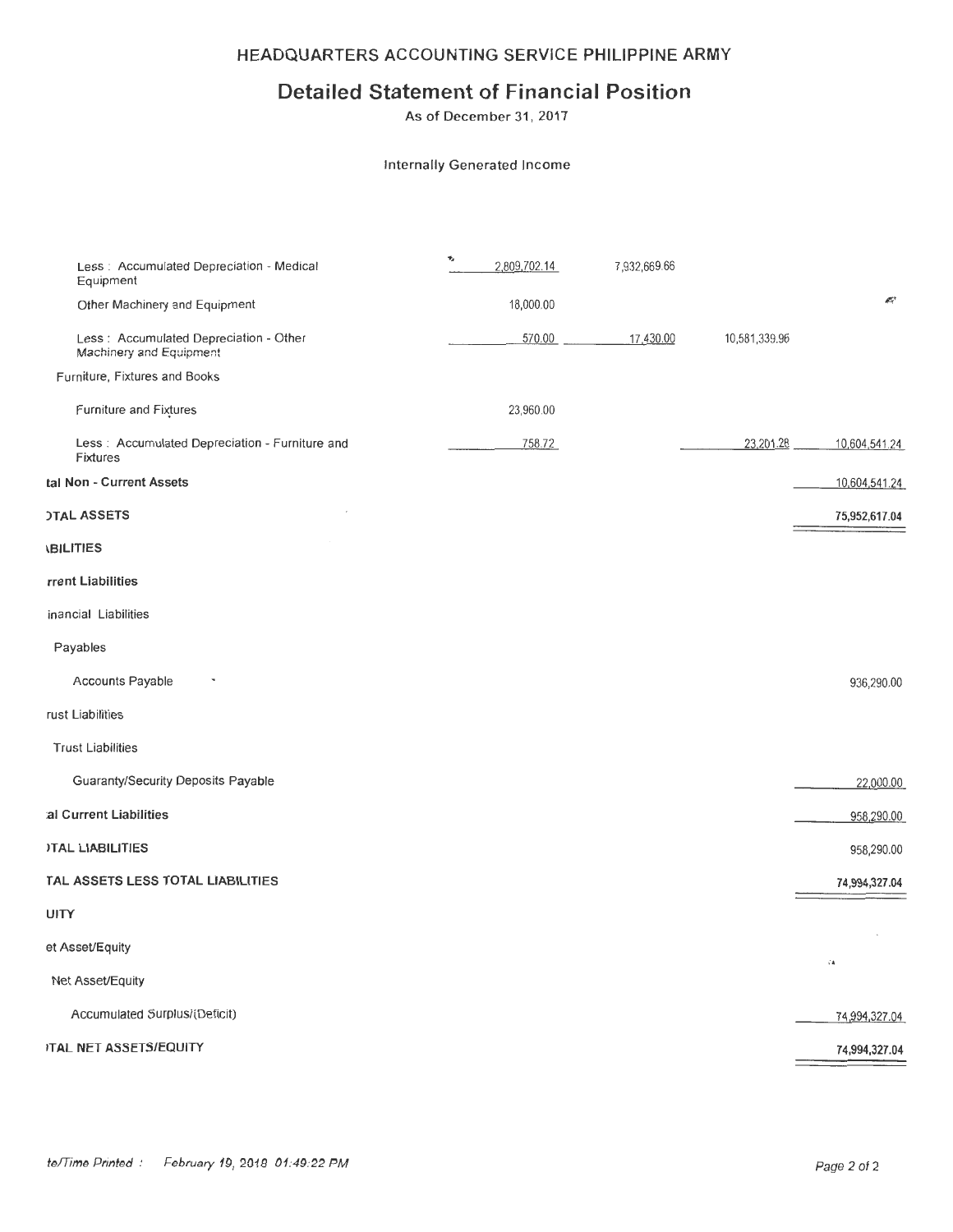## HEADQUARTERS ACCOUNTING SERVICE PHILIPPINE ARMY

# Detailed Statement of Financial Position

As of December 31, 2017

Internally Generated Income

| | | | | |
|---|---|---|---|---|
| Less : Accumulated Depreciation - Medical Equipment | 2,809,702.14 | 7,932,669.66 | | |
| Other Machinery and Equipment | 18,000.00 | | | |
| Less : Accumulated Depreciation - Other Machinery and Equipment | 570.00 | 17,430.00 | 10,581,339.96 | |
| Furniture, Fixtures and Books | | | | |
| Furniture and Fixtures | 23,960.00 | | | |
| Less : Accumulated Depreciation - Furniture and Fixtures | 758.72 | | 23,201.28 | 10,604,541.24 |
| **tal Non - Current Assets** | | | | 10,604,541.24 |
| **)TAL ASSETS** | | | | **75,952,617.04** |
| **\BILITIES** | | | | |
| **rrent Liabilities** | | | | |
| inancial Liabilities | | | | |
| Payables | | | | |
| Accounts Payable | | | | 936,290.00 |
| rust Liabilities | | | | |
| Trust Liabilities | | | | |
| Guaranty/Security Deposits Payable | | | | 22,000.00 |
| **al Current Liabilities** | | | | 958,290.00 |
| **)TAL LIABILITIES** | | | | 958,290.00 |
| **TAL ASSETS LESS TOTAL LIABILITIES** | | | | **74,994,327.04** |
| **UITY** | | | | |
| et Asset/Equity | | | | |
| Net Asset/Equity | | | | |
| Accumulated Surplus/(Deficit) | | | | 74,994,327.04 |
| **)TAL NET ASSETS/EQUITY** | | | | **74,994,327.04** |

te/Time Printed : February 19, 2018 01:49:22 PM